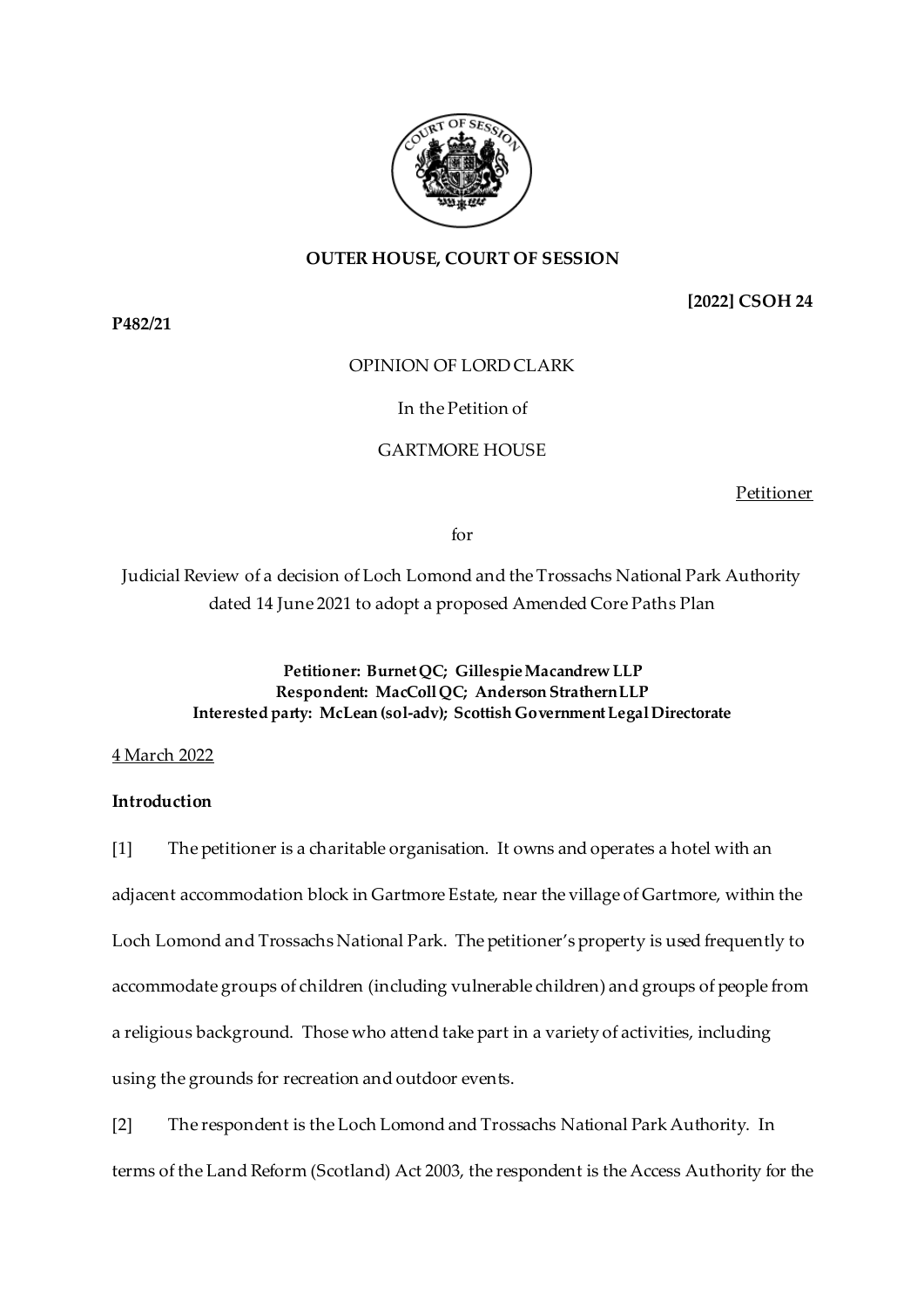**OUTER HOUSE, COURT OF SESSION**

**[2022] CSOH 24**

**P482/21**

OPINION OF LORD CLARK

In the Petition of

GARTMORE HOUSE

Petitioner

for

Judicial Review of a decision of Loch Lomond and the Trossachs National Park Authority dated 14 June 2021 to adopt a proposed Amended Core Paths Plan

**Petitioner: Burnet QC; Gillespie Macandrew LLP**
**Respondent: MacColl QC; Anderson Strathern LLP**
**Interested party: McLean (sol-adv); Scottish Government Legal Directorate**

4 March 2022

**Introduction**

[1] The petitioner is a charitable organisation. It owns and operates a hotel with an adjacent accommodation block in Gartmore Estate, near the village of Gartmore, within the Loch Lomond and Trossachs National Park. The petitioner's property is used frequently to accommodate groups of children (including vulnerable children) and groups of people from a religious background. Those who attend take part in a variety of activities, including using the grounds for recreation and outdoor events.

[2] The respondent is the Loch Lomond and Trossachs National Park Authority. In terms of the Land Reform (Scotland) Act 2003, the respondent is the Access Authority for the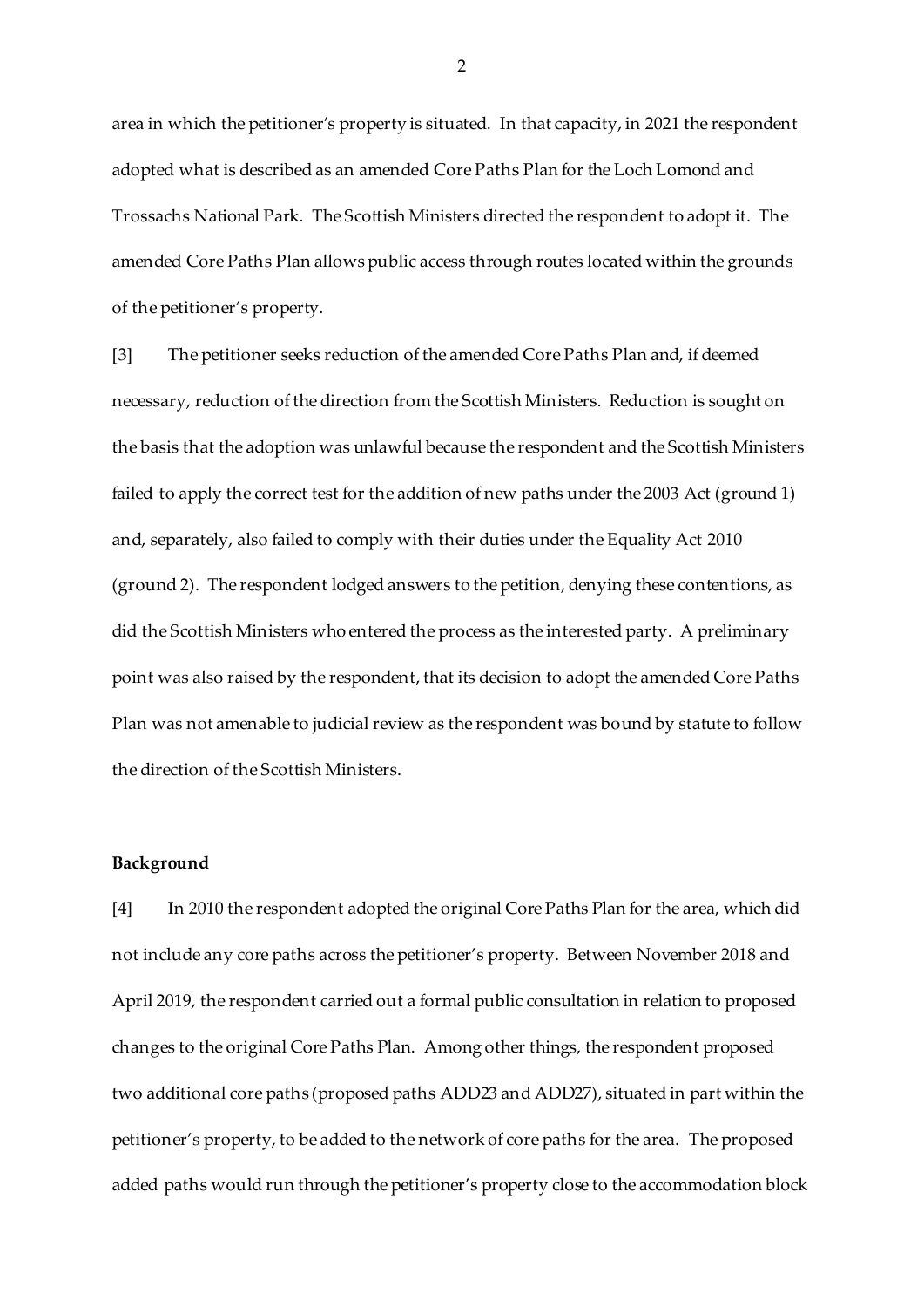area in which the petitioner's property is situated. In that capacity, in 2021 the respondent adopted what is described as an amended Core Paths Plan for the Loch Lomond and Trossachs National Park. The Scottish Ministers directed the respondent to adopt it. The amended Core Paths Plan allows public access through routes located within the grounds of the petitioner's property.

[3] The petitioner seeks reduction of the amended Core Paths Plan and, if deemed necessary, reduction of the direction from the Scottish Ministers. Reduction is sought on the basis that the adoption was unlawful because the respondent and the Scottish Ministers failed to apply the correct test for the addition of new paths under the 2003 Act (ground 1) and, separately, also failed to comply with their duties under the Equality Act 2010 (ground 2). The respondent lodged answers to the petition, denying these contentions, as did the Scottish Ministers who entered the process as the interested party. A preliminary point was also raised by the respondent, that its decision to adopt the amended Core Paths Plan was not amenable to judicial review as the respondent was bound by statute to follow the direction of the Scottish Ministers.

**Background**

[4] In 2010 the respondent adopted the original Core Paths Plan for the area, which did not include any core paths across the petitioner's property. Between November 2018 and April 2019, the respondent carried out a formal public consultation in relation to proposed changes to the original Core Paths Plan. Among other things, the respondent proposed two additional core paths (proposed paths ADD23 and ADD27), situated in part within the petitioner's property, to be added to the network of core paths for the area. The proposed added paths would run through the petitioner's property close to the accommodation block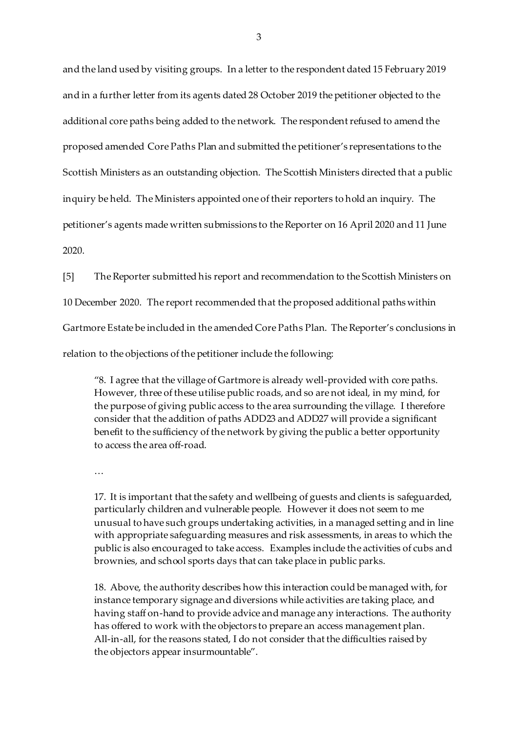and the land used by visiting groups. In a letter to the respondent dated 15 February 2019 and in a further letter from its agents dated 28 October 2019 the petitioner objected to the additional core paths being added to the network. The respondent refused to amend the proposed amended Core Paths Plan and submitted the petitioner's representations to the Scottish Ministers as an outstanding objection. The Scottish Ministers directed that a public inquiry be held. The Ministers appointed one of their reporters to hold an inquiry. The petitioner's agents made written submissions to the Reporter on 16 April 2020 and 11 June 2020.

[5] The Reporter submitted his report and recommendation to the Scottish Ministers on 10 December 2020. The report recommended that the proposed additional paths within Gartmore Estate be included in the amended Core Paths Plan. The Reporter's conclusions in relation to the objections of the petitioner include the following:

> "8. I agree that the village of Gartmore is already well-provided with core paths. However, three of these utilise public roads, and so are not ideal, in my mind, for the purpose of giving public access to the area surrounding the village. I therefore consider that the addition of paths ADD23 and ADD27 will provide a significant benefit to the sufficiency of the network by giving the public a better opportunity to access the area off-road.
>
> …
>
> 17. It is important that the safety and wellbeing of guests and clients is safeguarded, particularly children and vulnerable people. However it does not seem to me unusual to have such groups undertaking activities, in a managed setting and in line with appropriate safeguarding measures and risk assessments, in areas to which the public is also encouraged to take access. Examples include the activities of cubs and brownies, and school sports days that can take place in public parks.
>
> 18. Above, the authority describes how this interaction could be managed with, for instance temporary signage and diversions while activities are taking place, and having staff on-hand to provide advice and manage any interactions. The authority has offered to work with the objectors to prepare an access management plan. All-in-all, for the reasons stated, I do not consider that the difficulties raised by the objectors appear insurmountable".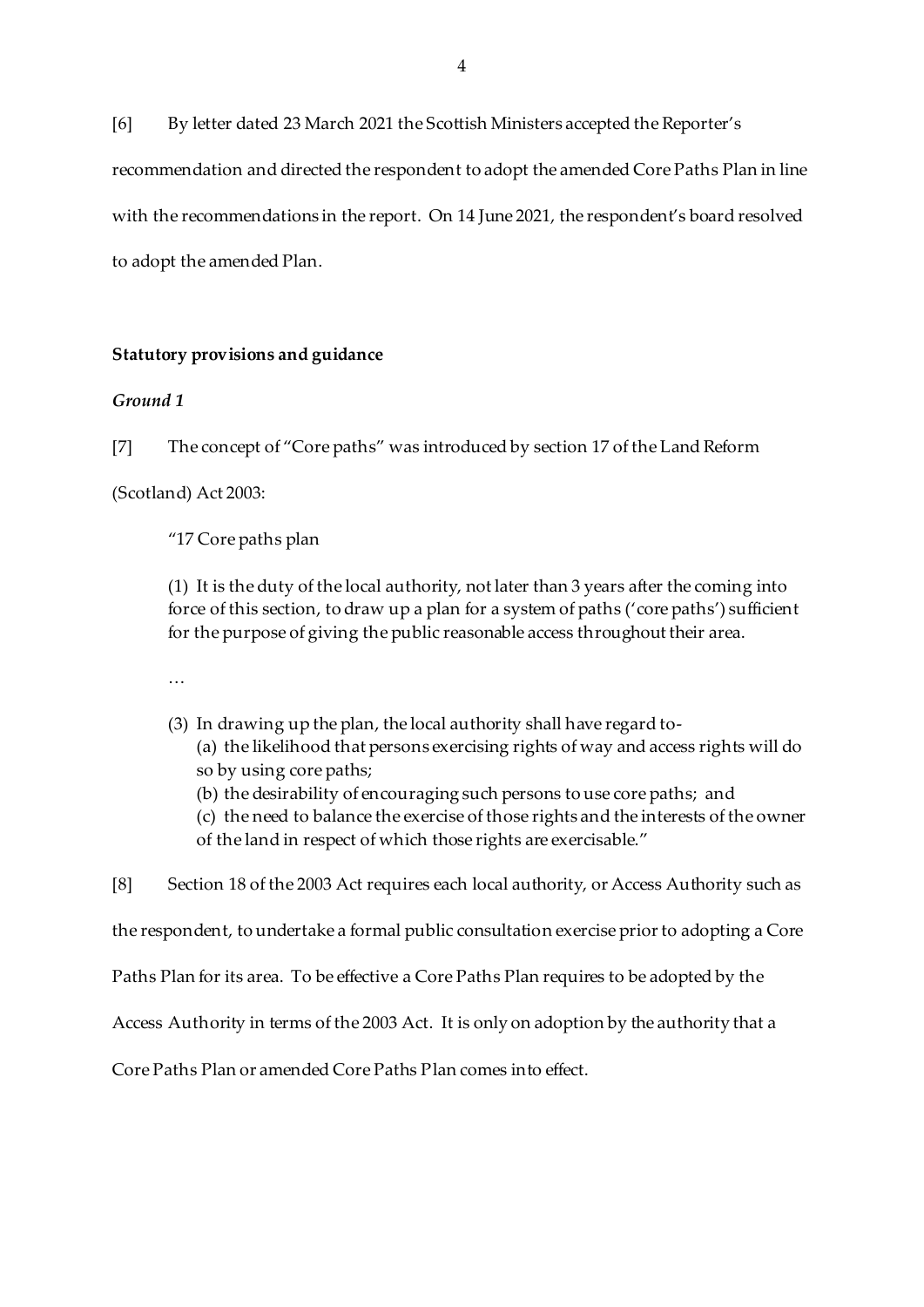[6] By letter dated 23 March 2021 the Scottish Ministers accepted the Reporter's recommendation and directed the respondent to adopt the amended Core Paths Plan in line with the recommendations in the report. On 14 June 2021, the respondent's board resolved to adopt the amended Plan.

**Statutory provisions and guidance**

***Ground 1***

[7] The concept of "Core paths" was introduced by section 17 of the Land Reform (Scotland) Act 2003:

> "17 Core paths plan
>
> (1) It is the duty of the local authority, not later than 3 years after the coming into force of this section, to draw up a plan for a system of paths ('core paths') sufficient for the purpose of giving the public reasonable access throughout their area.
>
> …
>
> (3) In drawing up the plan, the local authority shall have regard to-
> (a) the likelihood that persons exercising rights of way and access rights will do so by using core paths;
> (b) the desirability of encouraging such persons to use core paths; and
> (c) the need to balance the exercise of those rights and the interests of the owner of the land in respect of which those rights are exercisable."

[8] Section 18 of the 2003 Act requires each local authority, or Access Authority such as the respondent, to undertake a formal public consultation exercise prior to adopting a Core Paths Plan for its area. To be effective a Core Paths Plan requires to be adopted by the Access Authority in terms of the 2003 Act. It is only on adoption by the authority that a Core Paths Plan or amended Core Paths Plan comes into effect.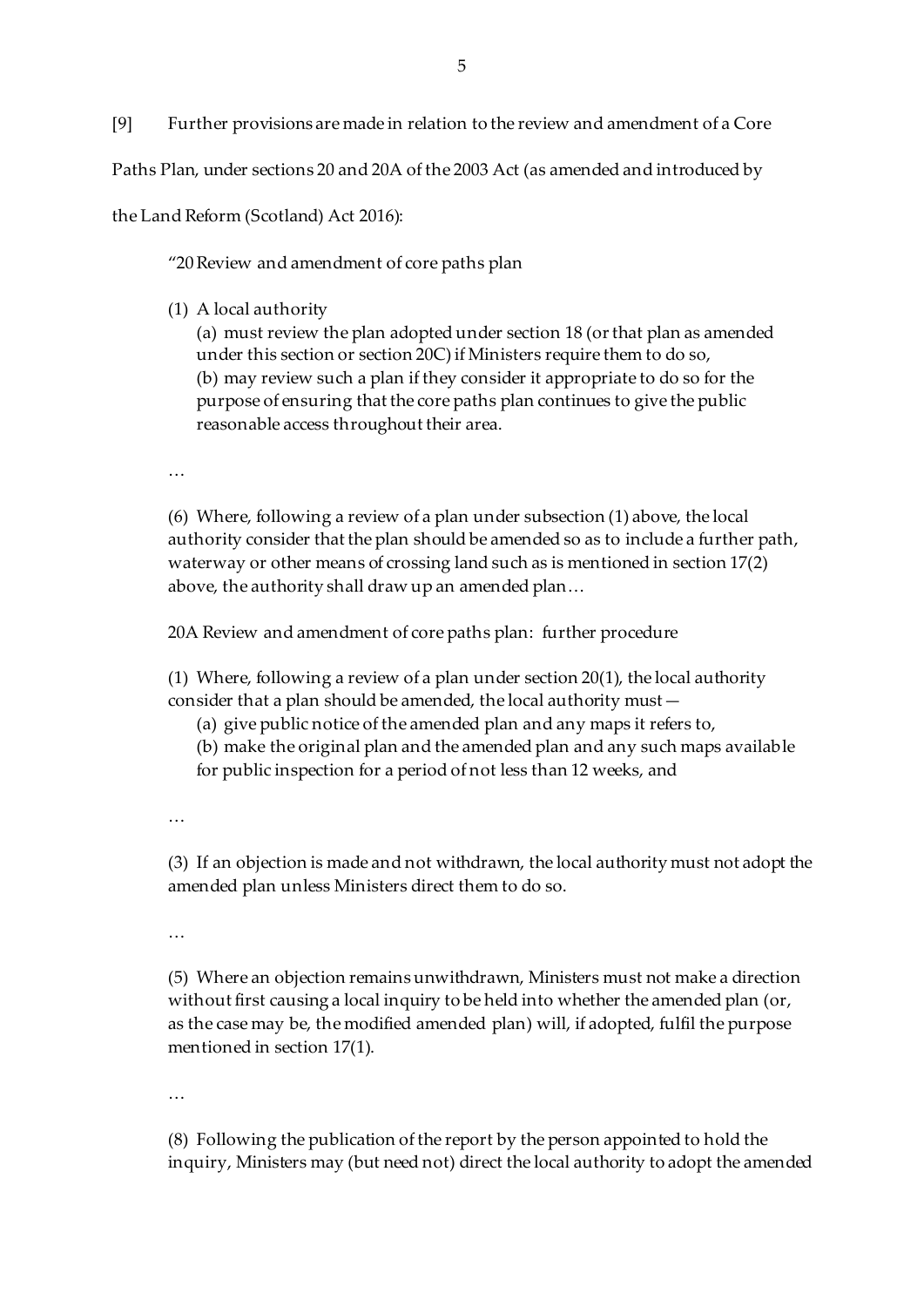[9] Further provisions are made in relation to the review and amendment of a Core Paths Plan, under sections 20 and 20A of the 2003 Act (as amended and introduced by the Land Reform (Scotland) Act 2016):

> "20 Review and amendment of core paths plan
>
> (1) A local authority
>
> (a) must review the plan adopted under section 18 (or that plan as amended under this section or section 20C) if Ministers require them to do so,
>
> (b) may review such a plan if they consider it appropriate to do so for the purpose of ensuring that the core paths plan continues to give the public reasonable access throughout their area.
>
> …
>
> (6) Where, following a review of a plan under subsection (1) above, the local authority consider that the plan should be amended so as to include a further path, waterway or other means of crossing land such as is mentioned in section 17(2) above, the authority shall draw up an amended plan…
>
> 20A Review and amendment of core paths plan: further procedure
>
> (1) Where, following a review of a plan under section 20(1), the local authority consider that a plan should be amended, the local authority must—
>
> (a) give public notice of the amended plan and any maps it refers to,
>
> (b) make the original plan and the amended plan and any such maps available for public inspection for a period of not less than 12 weeks, and
>
> …
>
> (3) If an objection is made and not withdrawn, the local authority must not adopt the amended plan unless Ministers direct them to do so.
>
> …
>
> (5) Where an objection remains unwithdrawn, Ministers must not make a direction without first causing a local inquiry to be held into whether the amended plan (or, as the case may be, the modified amended plan) will, if adopted, fulfil the purpose mentioned in section 17(1).
>
> …
>
> (8) Following the publication of the report by the person appointed to hold the inquiry, Ministers may (but need not) direct the local authority to adopt the amended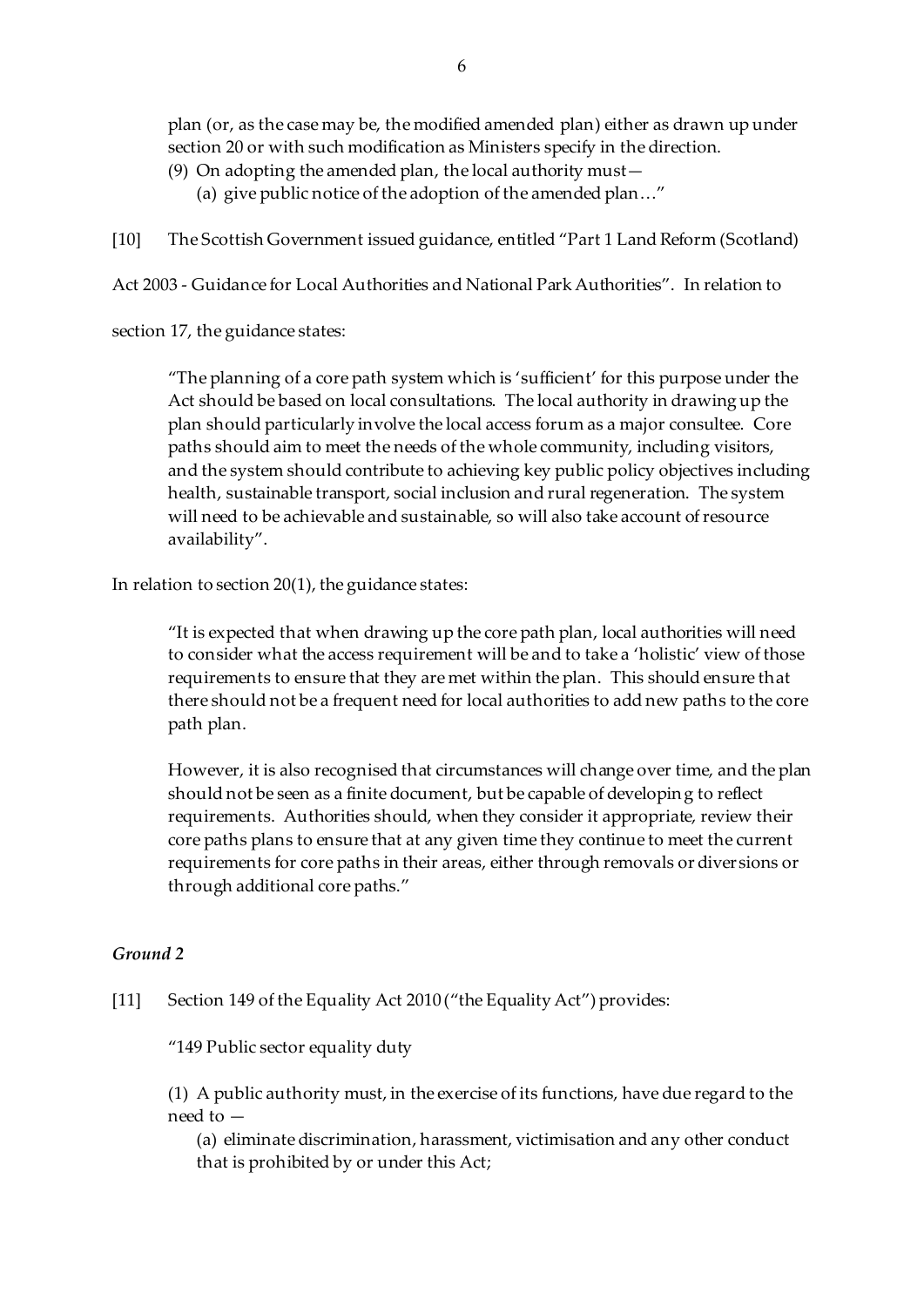plan (or, as the case may be, the modified amended plan) either as drawn up under section 20 or with such modification as Ministers specify in the direction.

(9) On adopting the amended plan, the local authority must—

(a) give public notice of the adoption of the amended plan…"

[10] The Scottish Government issued guidance, entitled "Part 1 Land Reform (Scotland) Act 2003 - Guidance for Local Authorities and National Park Authorities". In relation to section 17, the guidance states:

> "The planning of a core path system which is 'sufficient' for this purpose under the Act should be based on local consultations. The local authority in drawing up the plan should particularly involve the local access forum as a major consultee. Core paths should aim to meet the needs of the whole community, including visitors, and the system should contribute to achieving key public policy objectives including health, sustainable transport, social inclusion and rural regeneration. The system will need to be achievable and sustainable, so will also take account of resource availability".

In relation to section 20(1), the guidance states:

> "It is expected that when drawing up the core path plan, local authorities will need to consider what the access requirement will be and to take a 'holistic' view of those requirements to ensure that they are met within the plan. This should ensure that there should not be a frequent need for local authorities to add new paths to the core path plan.
>
> However, it is also recognised that circumstances will change over time, and the plan should not be seen as a finite document, but be capable of developing to reflect requirements. Authorities should, when they consider it appropriate, review their core paths plans to ensure that at any given time they continue to meet the current requirements for core paths in their areas, either through removals or diversions or through additional core paths."

### *Ground 2*

[11] Section 149 of the Equality Act 2010 ("the Equality Act") provides:

> "149 Public sector equality duty
>
> (1) A public authority must, in the exercise of its functions, have due regard to the need to —
>
> (a) eliminate discrimination, harassment, victimisation and any other conduct that is prohibited by or under this Act;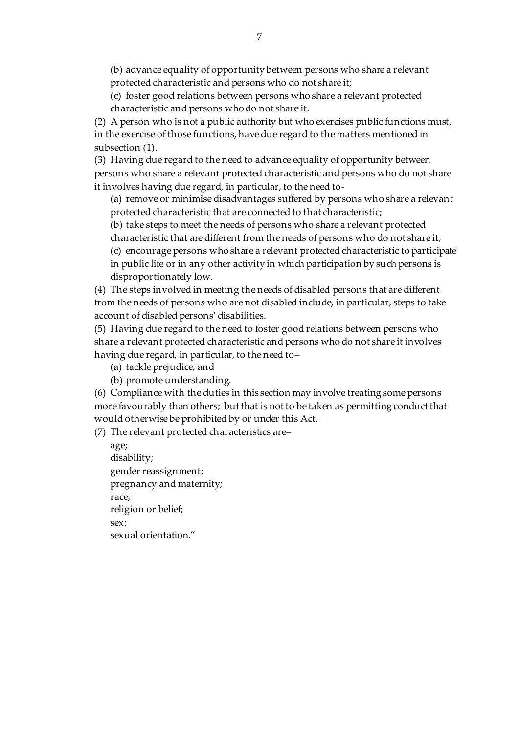(b) advance equality of opportunity between persons who share a relevant protected characteristic and persons who do not share it;

(c) foster good relations between persons who share a relevant protected characteristic and persons who do not share it.

(2) A person who is not a public authority but who exercises public functions must, in the exercise of those functions, have due regard to the matters mentioned in subsection (1).

(3) Having due regard to the need to advance equality of opportunity between persons who share a relevant protected characteristic and persons who do not share it involves having due regard, in particular, to the need to-

(a) remove or minimise disadvantages suffered by persons who share a relevant protected characteristic that are connected to that characteristic;

(b) take steps to meet the needs of persons who share a relevant protected characteristic that are different from the needs of persons who do not share it;

(c) encourage persons who share a relevant protected characteristic to participate in public life or in any other activity in which participation by such persons is disproportionately low.

(4) The steps involved in meeting the needs of disabled persons that are different from the needs of persons who are not disabled include, in particular, steps to take account of disabled persons' disabilities.

(5) Having due regard to the need to foster good relations between persons who share a relevant protected characteristic and persons who do not share it involves having due regard, in particular, to the need to–

(a) tackle prejudice, and

(b) promote understanding.

(6) Compliance with the duties in this section may involve treating some persons more favourably than others; but that is not to be taken as permitting conduct that would otherwise be prohibited by or under this Act.

(7) The relevant protected characteristics are–

age;
disability;
gender reassignment;
pregnancy and maternity;
race;
religion or belief;
sex;
sexual orientation."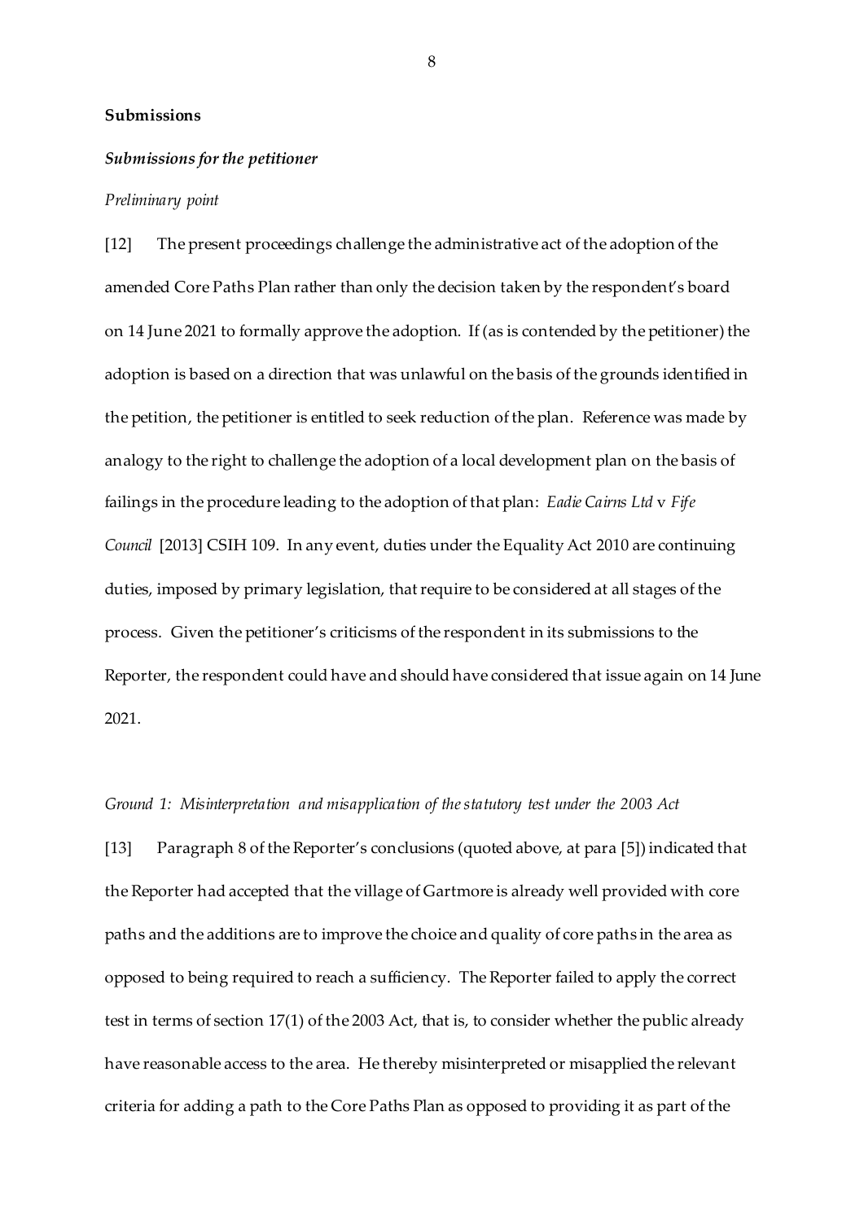**Submissions**

***Submissions for the petitioner***

*Preliminary point*

[12] The present proceedings challenge the administrative act of the adoption of the amended Core Paths Plan rather than only the decision taken by the respondent's board on 14 June 2021 to formally approve the adoption. If (as is contended by the petitioner) the adoption is based on a direction that was unlawful on the basis of the grounds identified in the petition, the petitioner is entitled to seek reduction of the plan. Reference was made by analogy to the right to challenge the adoption of a local development plan on the basis of failings in the procedure leading to the adoption of that plan: *Eadie Cairns Ltd* v *Fife Council* [2013] CSIH 109. In any event, duties under the Equality Act 2010 are continuing duties, imposed by primary legislation, that require to be considered at all stages of the process. Given the petitioner's criticisms of the respondent in its submissions to the Reporter, the respondent could have and should have considered that issue again on 14 June 2021.

*Ground 1: Misinterpretation and misapplication of the statutory test under the 2003 Act*

[13] Paragraph 8 of the Reporter's conclusions (quoted above, at para [5]) indicated that the Reporter had accepted that the village of Gartmore is already well provided with core paths and the additions are to improve the choice and quality of core paths in the area as opposed to being required to reach a sufficiency. The Reporter failed to apply the correct test in terms of section 17(1) of the 2003 Act, that is, to consider whether the public already have reasonable access to the area. He thereby misinterpreted or misapplied the relevant criteria for adding a path to the Core Paths Plan as opposed to providing it as part of the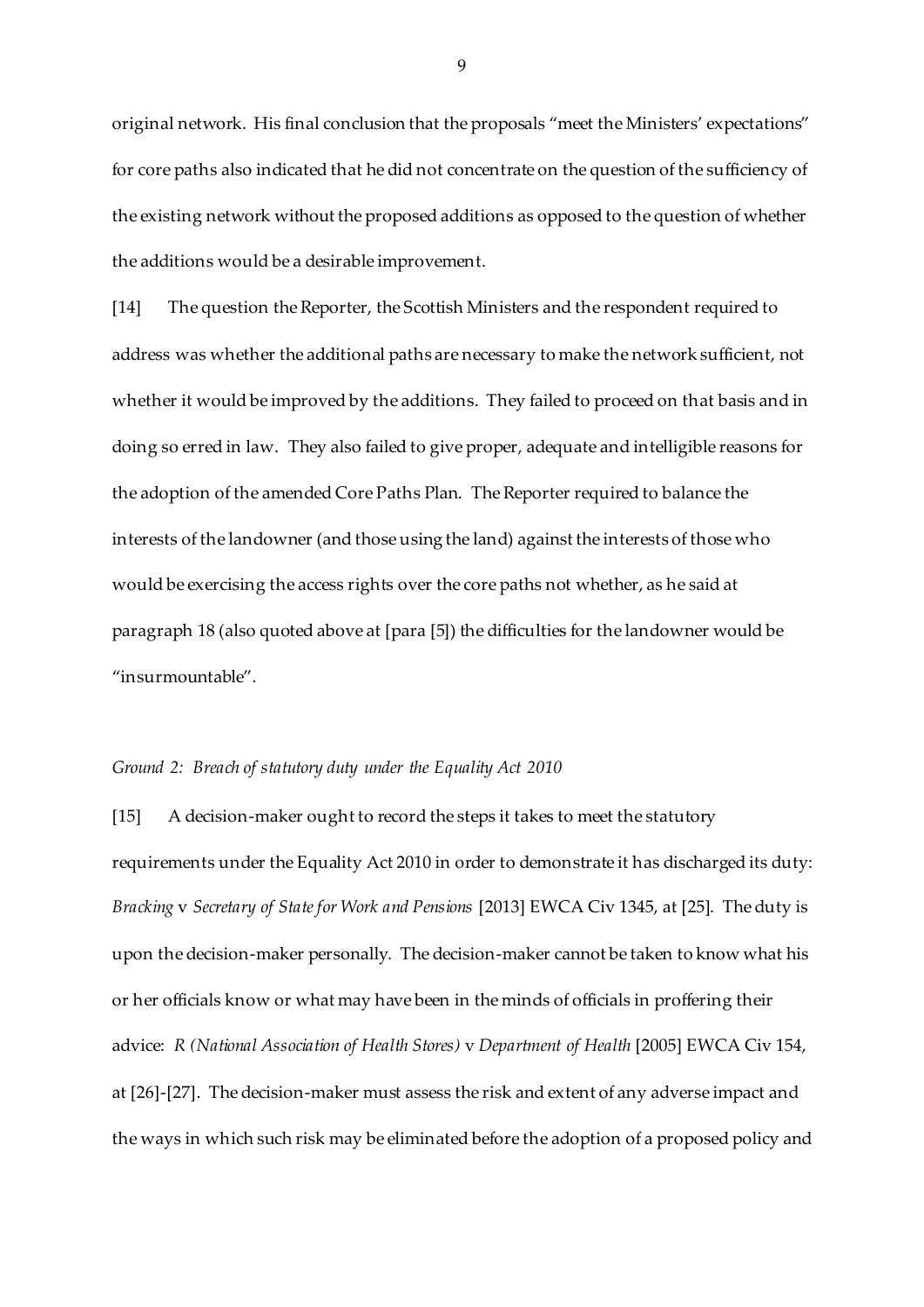original network. His final conclusion that the proposals "meet the Ministers' expectations" for core paths also indicated that he did not concentrate on the question of the sufficiency of the existing network without the proposed additions as opposed to the question of whether the additions would be a desirable improvement.

[14] The question the Reporter, the Scottish Ministers and the respondent required to address was whether the additional paths are necessary to make the network sufficient, not whether it would be improved by the additions. They failed to proceed on that basis and in doing so erred in law. They also failed to give proper, adequate and intelligible reasons for the adoption of the amended Core Paths Plan. The Reporter required to balance the interests of the landowner (and those using the land) against the interests of those who would be exercising the access rights over the core paths not whether, as he said at paragraph 18 (also quoted above at [para [5]) the difficulties for the landowner would be "insurmountable".

*Ground 2: Breach of statutory duty under the Equality Act 2010*

[15] A decision-maker ought to record the steps it takes to meet the statutory requirements under the Equality Act 2010 in order to demonstrate it has discharged its duty: *Bracking* v *Secretary of State for Work and Pensions* [2013] EWCA Civ 1345, at [25]. The duty is upon the decision-maker personally. The decision-maker cannot be taken to know what his or her officials know or what may have been in the minds of officials in proffering their advice: *R (National Association of Health Stores)* v *Department of Health* [2005] EWCA Civ 154, at [26]-[27]. The decision-maker must assess the risk and extent of any adverse impact and the ways in which such risk may be eliminated before the adoption of a proposed policy and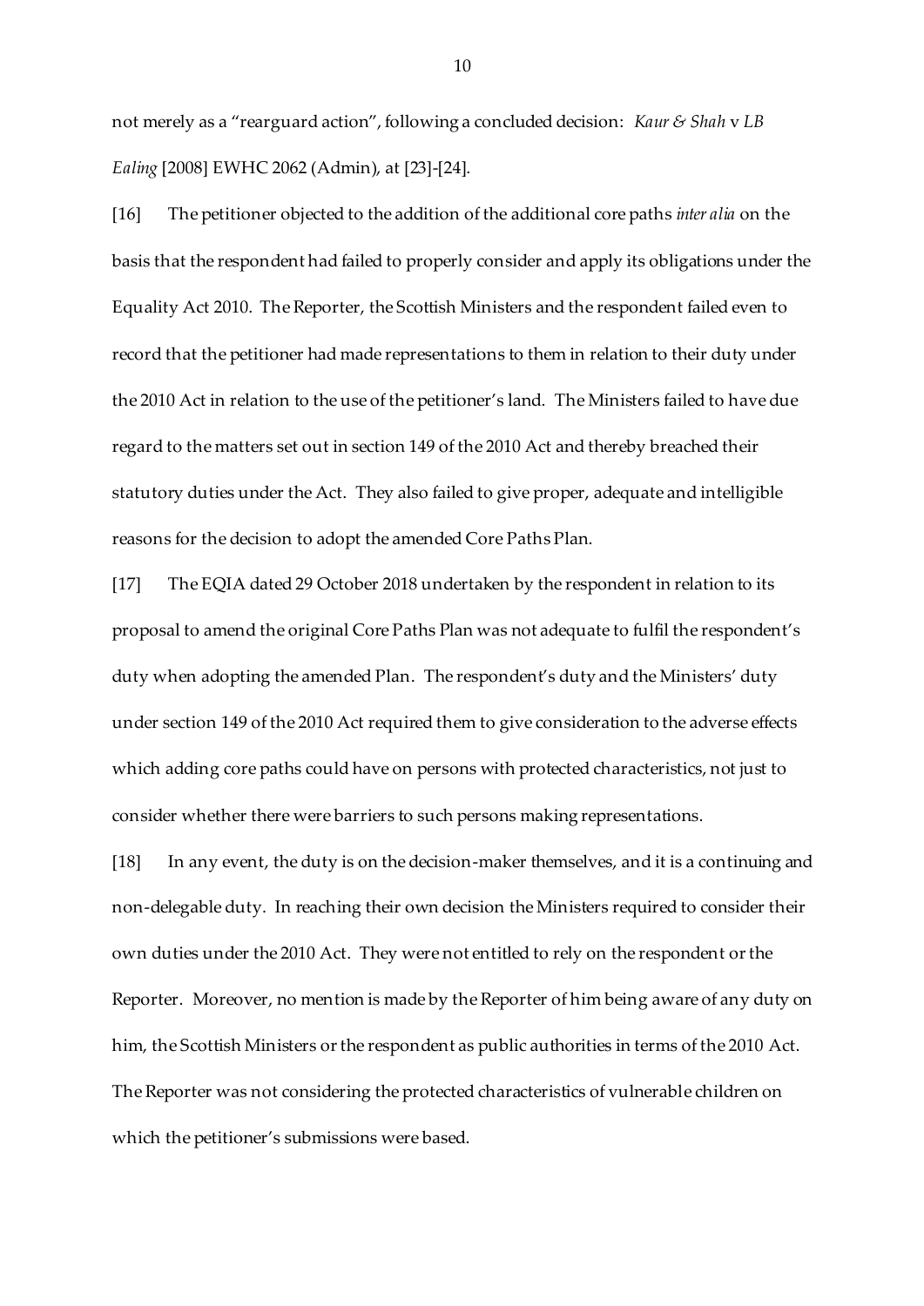not merely as a "rearguard action", following a concluded decision: *Kaur & Shah* v *LB Ealing* [2008] EWHC 2062 (Admin), at [23]-[24].

[16] The petitioner objected to the addition of the additional core paths *inter alia* on the basis that the respondent had failed to properly consider and apply its obligations under the Equality Act 2010. The Reporter, the Scottish Ministers and the respondent failed even to record that the petitioner had made representations to them in relation to their duty under the 2010 Act in relation to the use of the petitioner's land. The Ministers failed to have due regard to the matters set out in section 149 of the 2010 Act and thereby breached their statutory duties under the Act. They also failed to give proper, adequate and intelligible reasons for the decision to adopt the amended Core Paths Plan.

[17] The EQIA dated 29 October 2018 undertaken by the respondent in relation to its proposal to amend the original Core Paths Plan was not adequate to fulfil the respondent's duty when adopting the amended Plan. The respondent's duty and the Ministers' duty under section 149 of the 2010 Act required them to give consideration to the adverse effects which adding core paths could have on persons with protected characteristics, not just to consider whether there were barriers to such persons making representations.

[18] In any event, the duty is on the decision-maker themselves, and it is a continuing and non-delegable duty. In reaching their own decision the Ministers required to consider their own duties under the 2010 Act. They were not entitled to rely on the respondent or the Reporter. Moreover, no mention is made by the Reporter of him being aware of any duty on him, the Scottish Ministers or the respondent as public authorities in terms of the 2010 Act. The Reporter was not considering the protected characteristics of vulnerable children on which the petitioner's submissions were based.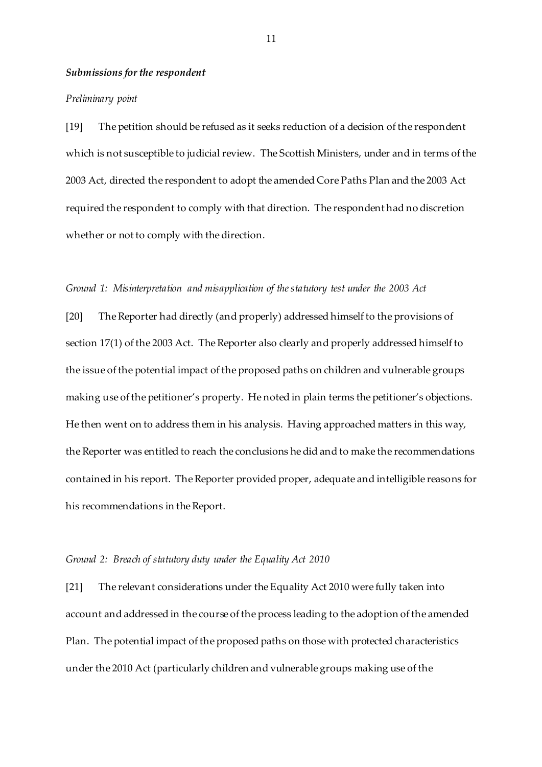### *Submissions for the respondent*

*Preliminary point*

[19] The petition should be refused as it seeks reduction of a decision of the respondent which is not susceptible to judicial review. The Scottish Ministers, under and in terms of the 2003 Act, directed the respondent to adopt the amended Core Paths Plan and the 2003 Act required the respondent to comply with that direction. The respondent had no discretion whether or not to comply with the direction.

*Ground 1: Misinterpretation and misapplication of the statutory test under the 2003 Act*

[20] The Reporter had directly (and properly) addressed himself to the provisions of section 17(1) of the 2003 Act. The Reporter also clearly and properly addressed himself to the issue of the potential impact of the proposed paths on children and vulnerable groups making use of the petitioner's property. He noted in plain terms the petitioner's objections. He then went on to address them in his analysis. Having approached matters in this way, the Reporter was entitled to reach the conclusions he did and to make the recommendations contained in his report. The Reporter provided proper, adequate and intelligible reasons for his recommendations in the Report.

*Ground 2: Breach of statutory duty under the Equality Act 2010*

[21] The relevant considerations under the Equality Act 2010 were fully taken into account and addressed in the course of the process leading to the adoption of the amended Plan. The potential impact of the proposed paths on those with protected characteristics under the 2010 Act (particularly children and vulnerable groups making use of the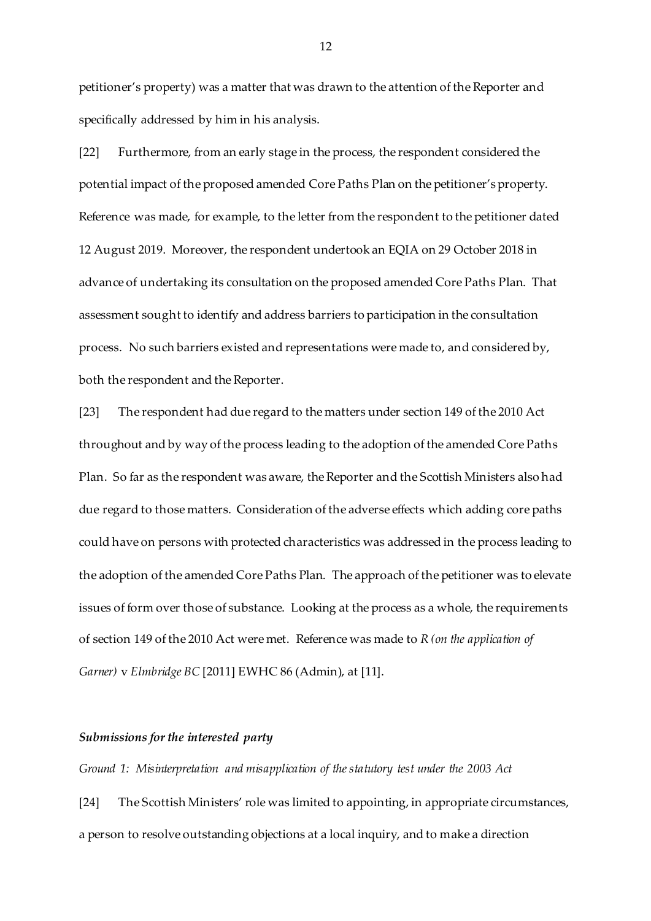petitioner's property) was a matter that was drawn to the attention of the Reporter and specifically addressed by him in his analysis.

[22] Furthermore, from an early stage in the process, the respondent considered the potential impact of the proposed amended Core Paths Plan on the petitioner's property. Reference was made, for example, to the letter from the respondent to the petitioner dated 12 August 2019. Moreover, the respondent undertook an EQIA on 29 October 2018 in advance of undertaking its consultation on the proposed amended Core Paths Plan. That assessment sought to identify and address barriers to participation in the consultation process. No such barriers existed and representations were made to, and considered by, both the respondent and the Reporter.

[23] The respondent had due regard to the matters under section 149 of the 2010 Act throughout and by way of the process leading to the adoption of the amended Core Paths Plan. So far as the respondent was aware, the Reporter and the Scottish Ministers also had due regard to those matters. Consideration of the adverse effects which adding core paths could have on persons with protected characteristics was addressed in the process leading to the adoption of the amended Core Paths Plan. The approach of the petitioner was to elevate issues of form over those of substance. Looking at the process as a whole, the requirements of section 149 of the 2010 Act were met. Reference was made to *R (on the application of Garner)* v *Elmbridge BC* [2011] EWHC 86 (Admin), at [11].

### *Submissions for the interested party*

*Ground 1: Misinterpretation and misapplication of the statutory test under the 2003 Act*

[24] The Scottish Ministers' role was limited to appointing, in appropriate circumstances, a person to resolve outstanding objections at a local inquiry, and to make a direction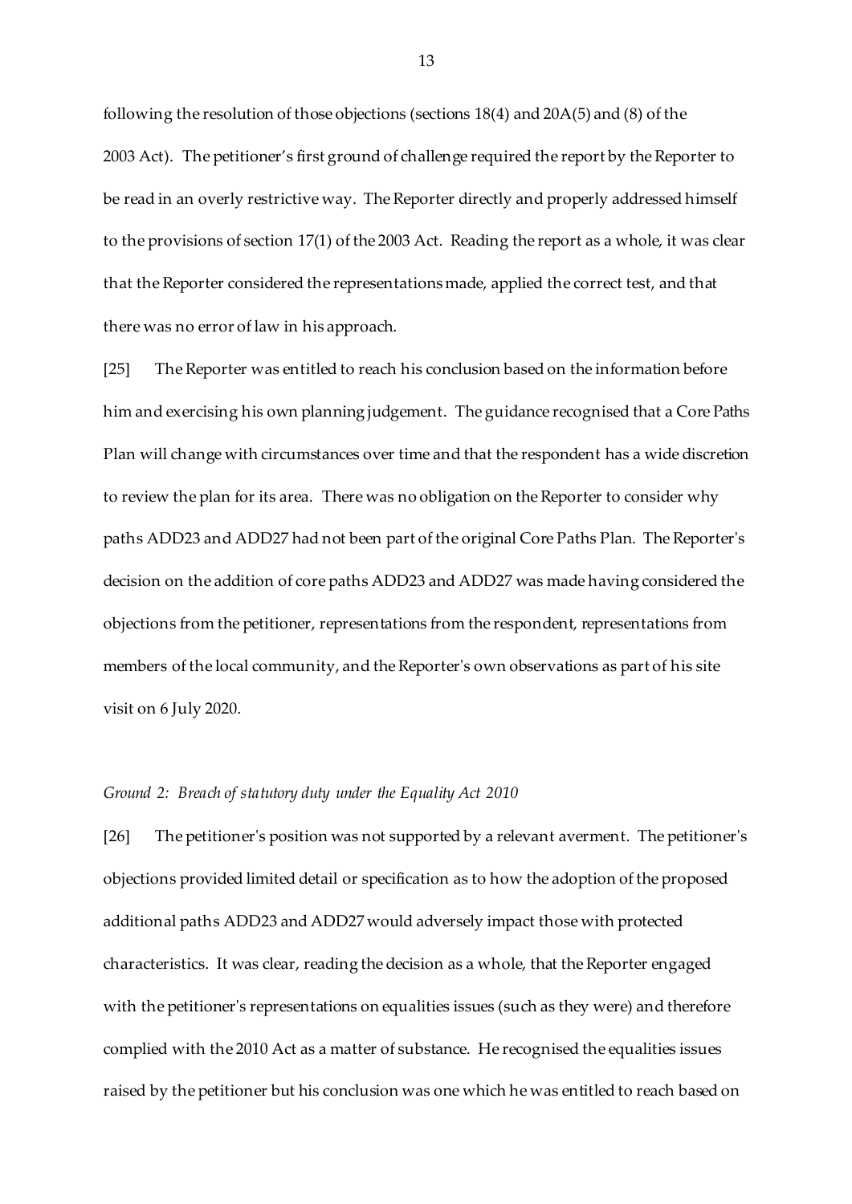following the resolution of those objections (sections 18(4) and 20A(5) and (8) of the 2003 Act). The petitioner's first ground of challenge required the report by the Reporter to be read in an overly restrictive way. The Reporter directly and properly addressed himself to the provisions of section 17(1) of the 2003 Act. Reading the report as a whole, it was clear that the Reporter considered the representations made, applied the correct test, and that there was no error of law in his approach.

[25] The Reporter was entitled to reach his conclusion based on the information before him and exercising his own planning judgement. The guidance recognised that a Core Paths Plan will change with circumstances over time and that the respondent has a wide discretion to review the plan for its area. There was no obligation on the Reporter to consider why paths ADD23 and ADD27 had not been part of the original Core Paths Plan. The Reporter's decision on the addition of core paths ADD23 and ADD27 was made having considered the objections from the petitioner, representations from the respondent, representations from members of the local community, and the Reporter's own observations as part of his site visit on 6 July 2020.

*Ground 2: Breach of statutory duty under the Equality Act 2010*

[26] The petitioner's position was not supported by a relevant averment. The petitioner's objections provided limited detail or specification as to how the adoption of the proposed additional paths ADD23 and ADD27 would adversely impact those with protected characteristics. It was clear, reading the decision as a whole, that the Reporter engaged with the petitioner's representations on equalities issues (such as they were) and therefore complied with the 2010 Act as a matter of substance. He recognised the equalities issues raised by the petitioner but his conclusion was one which he was entitled to reach based on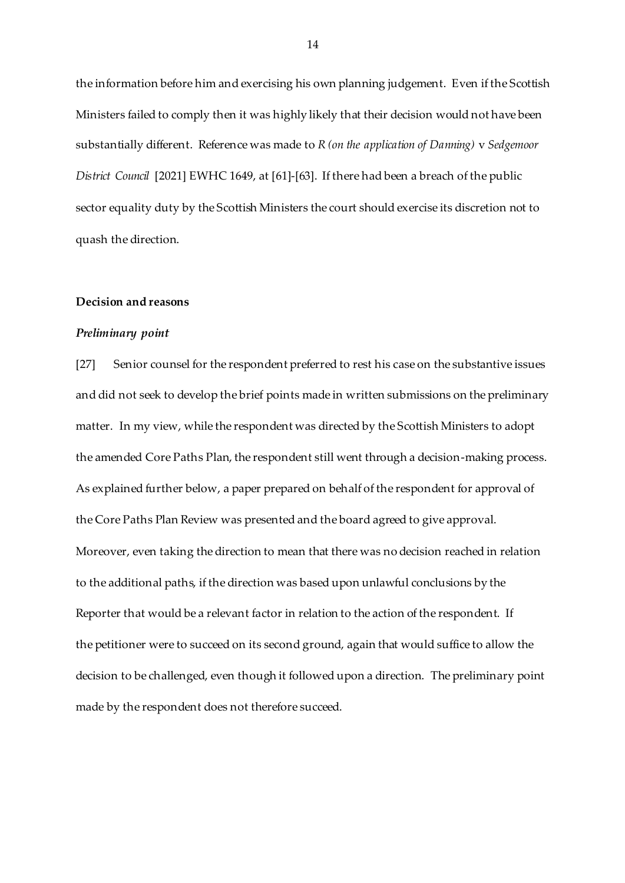the information before him and exercising his own planning judgement. Even if the Scottish Ministers failed to comply then it was highly likely that their decision would not have been substantially different. Reference was made to *R (on the application of Danning)* v *Sedgemoor District Council* [2021] EWHC 1649, at [61]-[63]. If there had been a breach of the public sector equality duty by the Scottish Ministers the court should exercise its discretion not to quash the direction.

**Decision and reasons**

***Preliminary point***

[27] Senior counsel for the respondent preferred to rest his case on the substantive issues and did not seek to develop the brief points made in written submissions on the preliminary matter. In my view, while the respondent was directed by the Scottish Ministers to adopt the amended Core Paths Plan, the respondent still went through a decision-making process. As explained further below, a paper prepared on behalf of the respondent for approval of the Core Paths Plan Review was presented and the board agreed to give approval. Moreover, even taking the direction to mean that there was no decision reached in relation to the additional paths, if the direction was based upon unlawful conclusions by the Reporter that would be a relevant factor in relation to the action of the respondent. If the petitioner were to succeed on its second ground, again that would suffice to allow the decision to be challenged, even though it followed upon a direction. The preliminary point made by the respondent does not therefore succeed.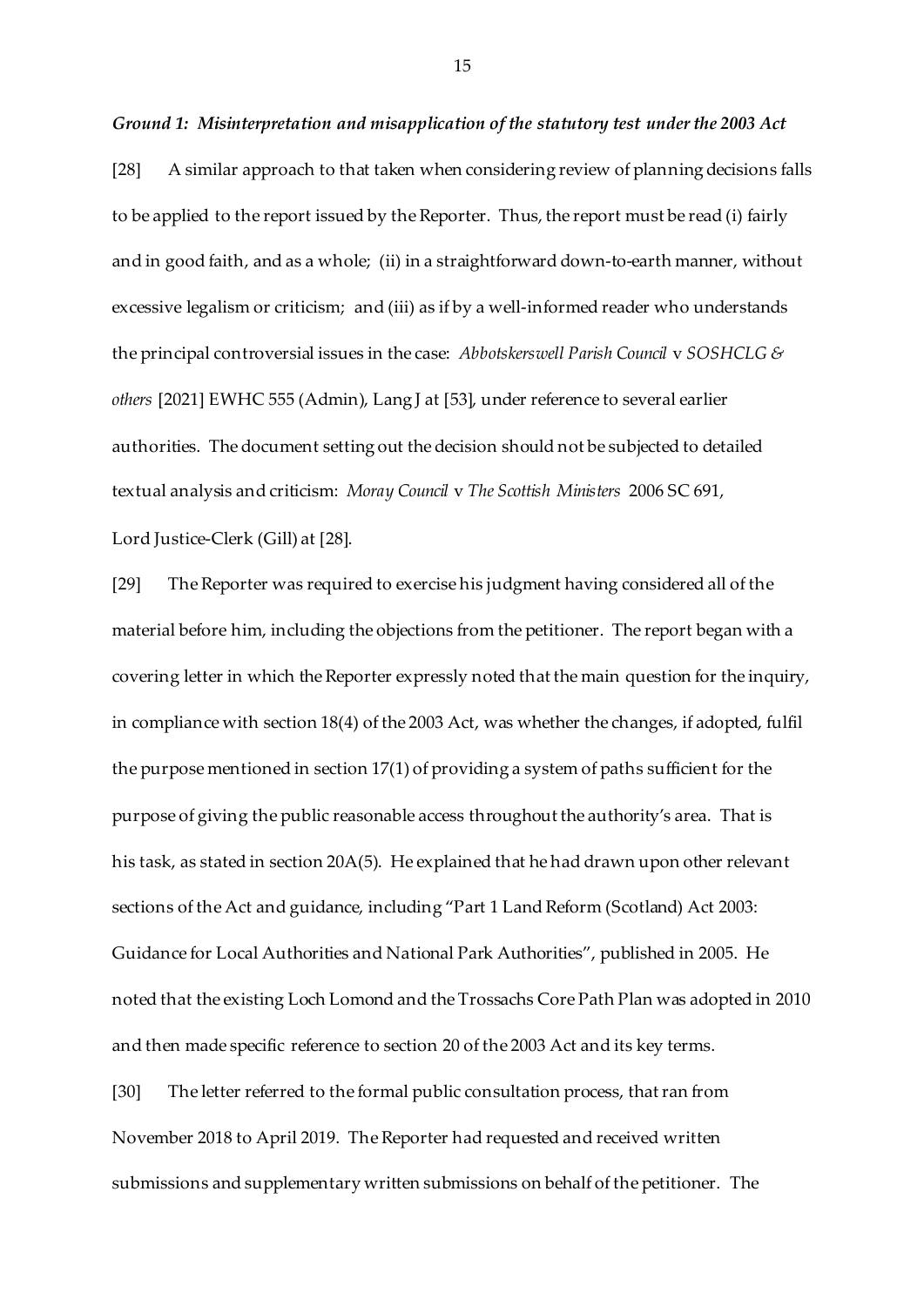***Ground 1: Misinterpretation and misapplication of the statutory test under the 2003 Act***

[28] A similar approach to that taken when considering review of planning decisions falls to be applied to the report issued by the Reporter. Thus, the report must be read (i) fairly and in good faith, and as a whole; (ii) in a straightforward down-to-earth manner, without excessive legalism or criticism; and (iii) as if by a well-informed reader who understands the principal controversial issues in the case: *Abbotskerswell Parish Council* v *SOSHCLG & others* [2021] EWHC 555 (Admin), Lang J at [53], under reference to several earlier authorities. The document setting out the decision should not be subjected to detailed textual analysis and criticism: *Moray Council* v *The Scottish Ministers* 2006 SC 691, Lord Justice-Clerk (Gill) at [28].

[29] The Reporter was required to exercise his judgment having considered all of the material before him, including the objections from the petitioner. The report began with a covering letter in which the Reporter expressly noted that the main question for the inquiry, in compliance with section 18(4) of the 2003 Act, was whether the changes, if adopted, fulfil the purpose mentioned in section 17(1) of providing a system of paths sufficient for the purpose of giving the public reasonable access throughout the authority's area. That is his task, as stated in section 20A(5). He explained that he had drawn upon other relevant sections of the Act and guidance, including "Part 1 Land Reform (Scotland) Act 2003: Guidance for Local Authorities and National Park Authorities", published in 2005. He noted that the existing Loch Lomond and the Trossachs Core Path Plan was adopted in 2010 and then made specific reference to section 20 of the 2003 Act and its key terms.

[30] The letter referred to the formal public consultation process, that ran from November 2018 to April 2019. The Reporter had requested and received written submissions and supplementary written submissions on behalf of the petitioner. The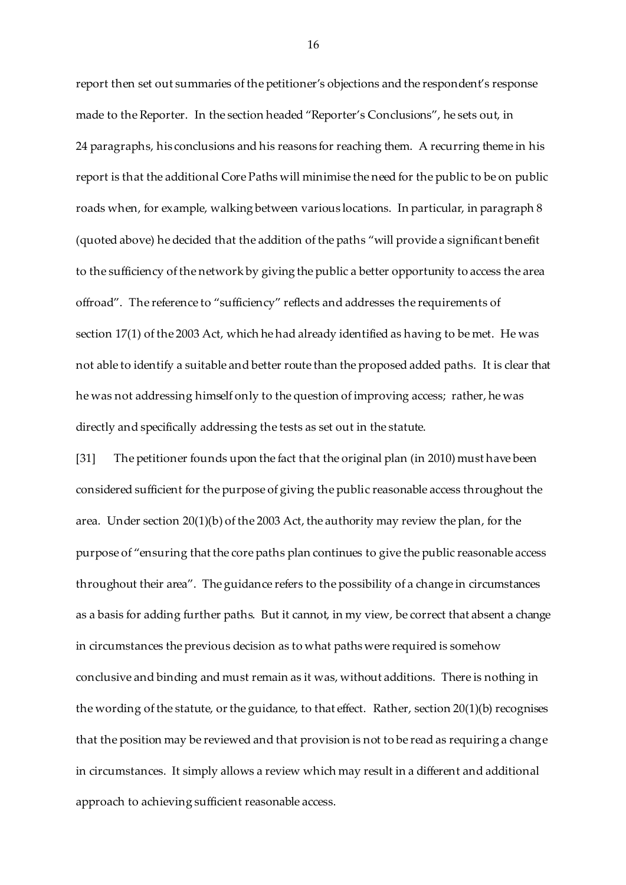report then set out summaries of the petitioner's objections and the respondent's response made to the Reporter. In the section headed "Reporter's Conclusions", he sets out, in 24 paragraphs, his conclusions and his reasons for reaching them. A recurring theme in his report is that the additional Core Paths will minimise the need for the public to be on public roads when, for example, walking between various locations. In particular, in paragraph 8 (quoted above) he decided that the addition of the paths "will provide a significant benefit to the sufficiency of the network by giving the public a better opportunity to access the area offroad". The reference to "sufficiency" reflects and addresses the requirements of section 17(1) of the 2003 Act, which he had already identified as having to be met. He was not able to identify a suitable and better route than the proposed added paths. It is clear that he was not addressing himself only to the question of improving access; rather, he was directly and specifically addressing the tests as set out in the statute.

[31] The petitioner founds upon the fact that the original plan (in 2010) must have been considered sufficient for the purpose of giving the public reasonable access throughout the area. Under section 20(1)(b) of the 2003 Act, the authority may review the plan, for the purpose of "ensuring that the core paths plan continues to give the public reasonable access throughout their area". The guidance refers to the possibility of a change in circumstances as a basis for adding further paths. But it cannot, in my view, be correct that absent a change in circumstances the previous decision as to what paths were required is somehow conclusive and binding and must remain as it was, without additions. There is nothing in the wording of the statute, or the guidance, to that effect. Rather, section 20(1)(b) recognises that the position may be reviewed and that provision is not to be read as requiring a change in circumstances. It simply allows a review which may result in a different and additional approach to achieving sufficient reasonable access.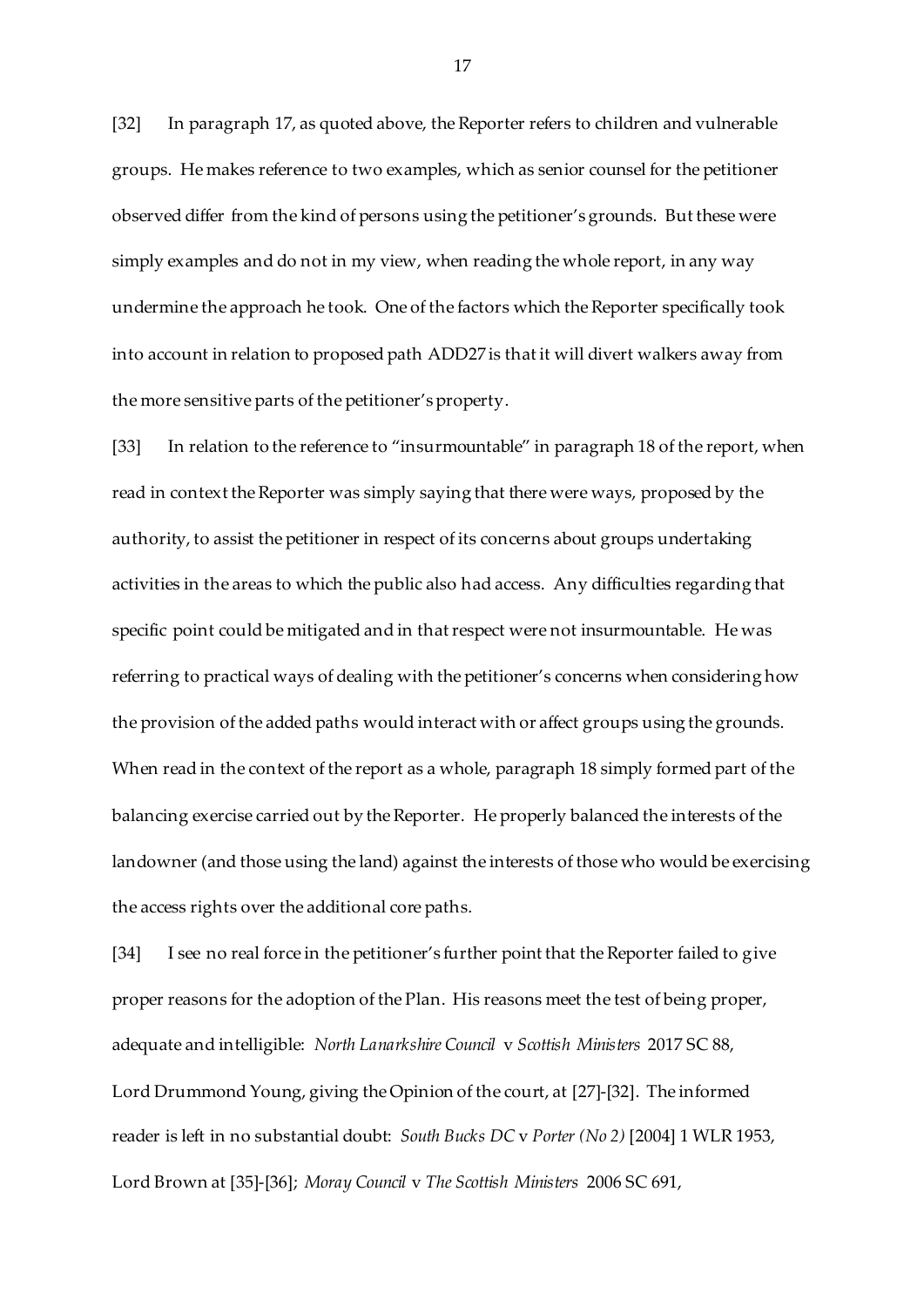[32] In paragraph 17, as quoted above, the Reporter refers to children and vulnerable groups. He makes reference to two examples, which as senior counsel for the petitioner observed differ from the kind of persons using the petitioner's grounds. But these were simply examples and do not in my view, when reading the whole report, in any way undermine the approach he took. One of the factors which the Reporter specifically took into account in relation to proposed path ADD27 is that it will divert walkers away from the more sensitive parts of the petitioner's property.

[33] In relation to the reference to "insurmountable" in paragraph 18 of the report, when read in context the Reporter was simply saying that there were ways, proposed by the authority, to assist the petitioner in respect of its concerns about groups undertaking activities in the areas to which the public also had access. Any difficulties regarding that specific point could be mitigated and in that respect were not insurmountable. He was referring to practical ways of dealing with the petitioner's concerns when considering how the provision of the added paths would interact with or affect groups using the grounds. When read in the context of the report as a whole, paragraph 18 simply formed part of the balancing exercise carried out by the Reporter. He properly balanced the interests of the landowner (and those using the land) against the interests of those who would be exercising the access rights over the additional core paths.

[34] I see no real force in the petitioner's further point that the Reporter failed to give proper reasons for the adoption of the Plan. His reasons meet the test of being proper, adequate and intelligible: *North Lanarkshire Council* v *Scottish Ministers* 2017 SC 88, Lord Drummond Young, giving the Opinion of the court, at [27]-[32]. The informed reader is left in no substantial doubt: *South Bucks DC* v *Porter (No 2)* [2004] 1 WLR 1953, Lord Brown at [35]-[36]; *Moray Council* v *The Scottish Ministers* 2006 SC 691,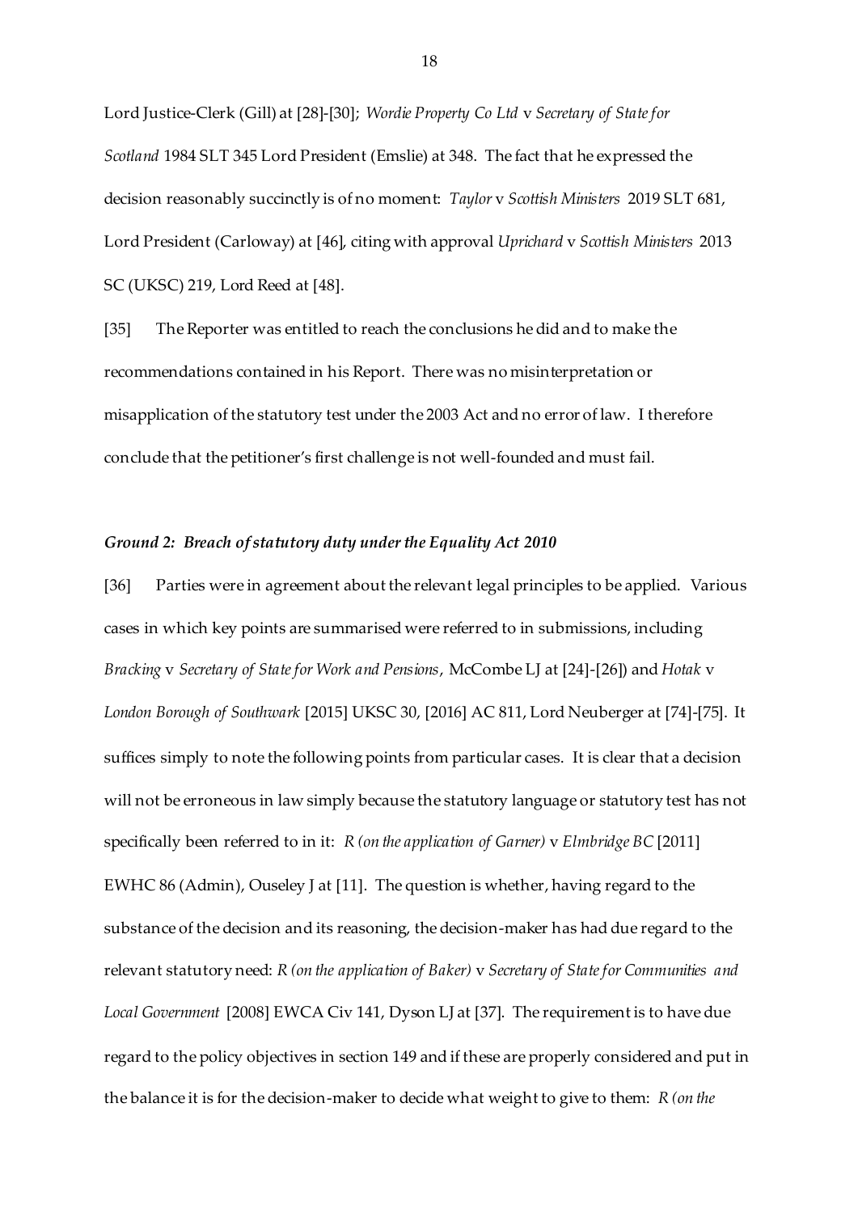Lord Justice-Clerk (Gill) at [28]-[30]; *Wordie Property Co Ltd* v *Secretary of State for Scotland* 1984 SLT 345 Lord President (Emslie) at 348. The fact that he expressed the decision reasonably succinctly is of no moment: *Taylor* v *Scottish Ministers* 2019 SLT 681, Lord President (Carloway) at [46], citing with approval *Uprichard* v *Scottish Ministers* 2013 SC (UKSC) 219, Lord Reed at [48].

[35] The Reporter was entitled to reach the conclusions he did and to make the recommendations contained in his Report. There was no misinterpretation or misapplication of the statutory test under the 2003 Act and no error of law. I therefore conclude that the petitioner's first challenge is not well-founded and must fail.

### *Ground 2: Breach of statutory duty under the Equality Act 2010*

[36] Parties were in agreement about the relevant legal principles to be applied. Various cases in which key points are summarised were referred to in submissions, including *Bracking* v *Secretary of State for Work and Pensions*, McCombe LJ at [24]-[26]) and *Hotak* v *London Borough of Southwark* [2015] UKSC 30, [2016] AC 811, Lord Neuberger at [74]-[75]. It suffices simply to note the following points from particular cases. It is clear that a decision will not be erroneous in law simply because the statutory language or statutory test has not specifically been referred to in it: *R (on the application of Garner)* v *Elmbridge BC* [2011] EWHC 86 (Admin), Ouseley J at [11]. The question is whether, having regard to the substance of the decision and its reasoning, the decision-maker has had due regard to the relevant statutory need: *R (on the application of Baker)* v *Secretary of State for Communities and Local Government* [2008] EWCA Civ 141, Dyson LJ at [37]. The requirement is to have due regard to the policy objectives in section 149 and if these are properly considered and put in the balance it is for the decision-maker to decide what weight to give to them: *R (on the*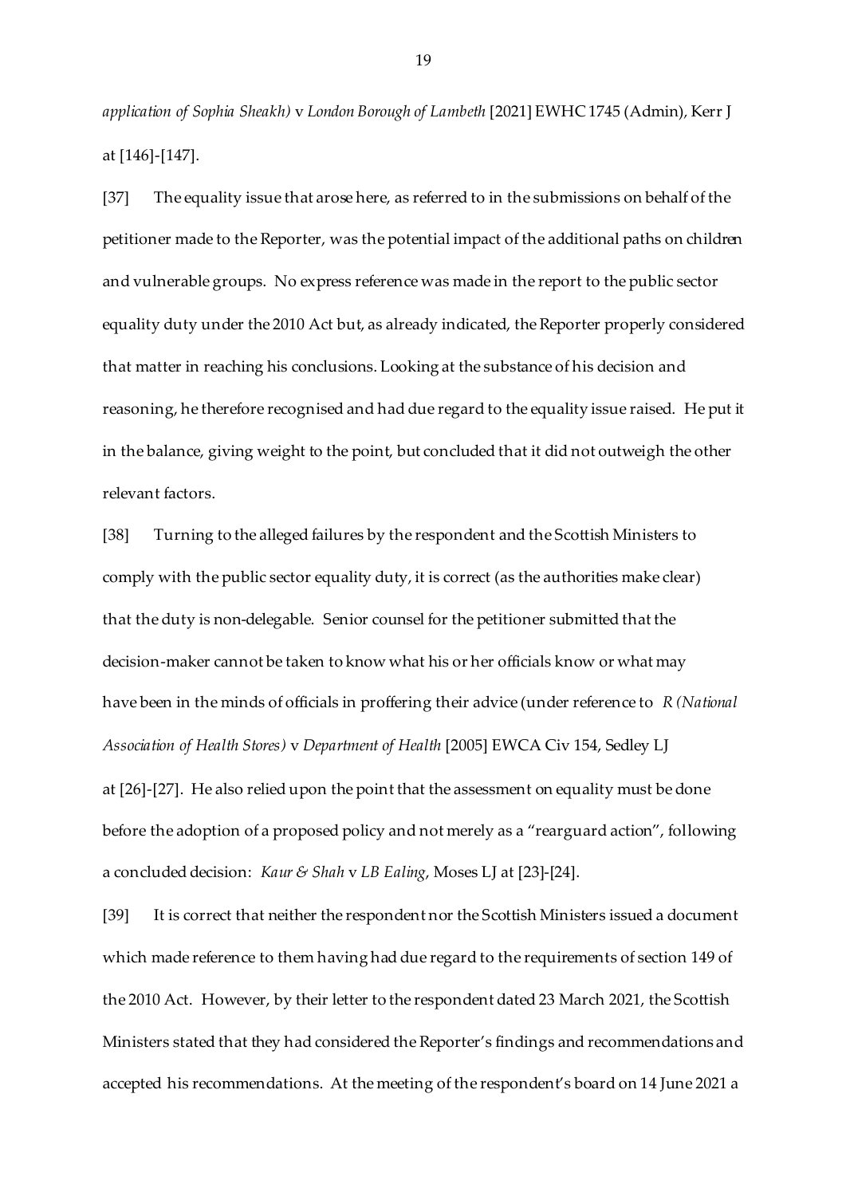*application of Sophia Sheakh)* v *London Borough of Lambeth* [2021] EWHC 1745 (Admin), Kerr J at [146]-[147].

[37] The equality issue that arose here, as referred to in the submissions on behalf of the petitioner made to the Reporter, was the potential impact of the additional paths on children and vulnerable groups. No express reference was made in the report to the public sector equality duty under the 2010 Act but, as already indicated, the Reporter properly considered that matter in reaching his conclusions. Looking at the substance of his decision and reasoning, he therefore recognised and had due regard to the equality issue raised. He put it in the balance, giving weight to the point, but concluded that it did not outweigh the other relevant factors.

[38] Turning to the alleged failures by the respondent and the Scottish Ministers to comply with the public sector equality duty, it is correct (as the authorities make clear) that the duty is non-delegable. Senior counsel for the petitioner submitted that the decision-maker cannot be taken to know what his or her officials know or what may have been in the minds of officials in proffering their advice (under reference to *R (National Association of Health Stores)* v *Department of Health* [2005] EWCA Civ 154, Sedley LJ at [26]-[27]. He also relied upon the point that the assessment on equality must be done before the adoption of a proposed policy and not merely as a "rearguard action", following a concluded decision: *Kaur & Shah* v *LB Ealing*, Moses LJ at [23]-[24].

[39] It is correct that neither the respondent nor the Scottish Ministers issued a document which made reference to them having had due regard to the requirements of section 149 of the 2010 Act. However, by their letter to the respondent dated 23 March 2021, the Scottish Ministers stated that they had considered the Reporter's findings and recommendations and accepted his recommendations. At the meeting of the respondent's board on 14 June 2021 a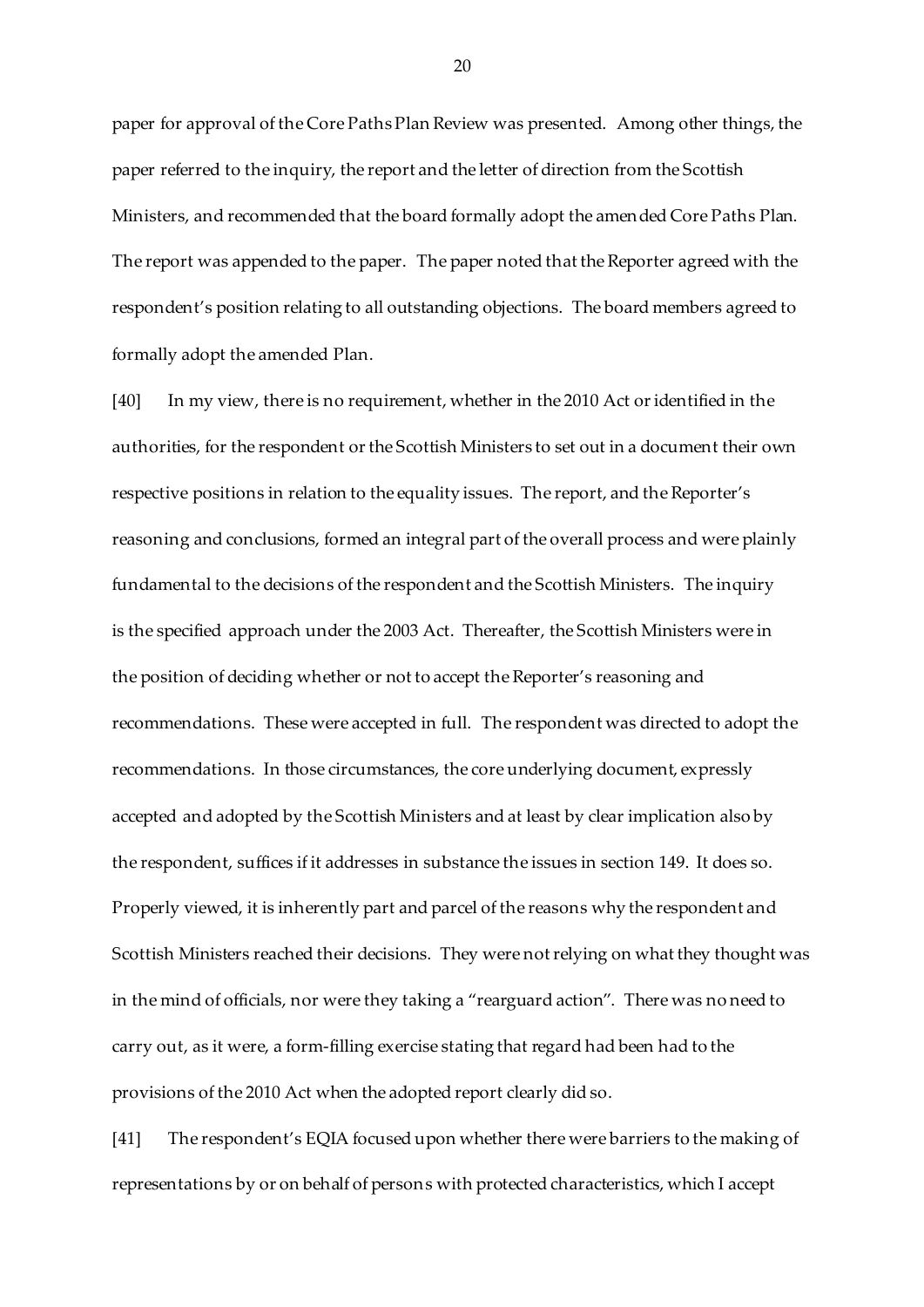paper for approval of the Core Paths Plan Review was presented. Among other things, the paper referred to the inquiry, the report and the letter of direction from the Scottish Ministers, and recommended that the board formally adopt the amended Core Paths Plan. The report was appended to the paper. The paper noted that the Reporter agreed with the respondent's position relating to all outstanding objections. The board members agreed to formally adopt the amended Plan.

[40] In my view, there is no requirement, whether in the 2010 Act or identified in the authorities, for the respondent or the Scottish Ministers to set out in a document their own respective positions in relation to the equality issues. The report, and the Reporter's reasoning and conclusions, formed an integral part of the overall process and were plainly fundamental to the decisions of the respondent and the Scottish Ministers. The inquiry is the specified approach under the 2003 Act. Thereafter, the Scottish Ministers were in the position of deciding whether or not to accept the Reporter's reasoning and recommendations. These were accepted in full. The respondent was directed to adopt the recommendations. In those circumstances, the core underlying document, expressly accepted and adopted by the Scottish Ministers and at least by clear implication also by the respondent, suffices if it addresses in substance the issues in section 149. It does so. Properly viewed, it is inherently part and parcel of the reasons why the respondent and Scottish Ministers reached their decisions. They were not relying on what they thought was in the mind of officials, nor were they taking a "rearguard action". There was no need to carry out, as it were, a form-filling exercise stating that regard had been had to the provisions of the 2010 Act when the adopted report clearly did so.

[41] The respondent's EQIA focused upon whether there were barriers to the making of representations by or on behalf of persons with protected characteristics, which I accept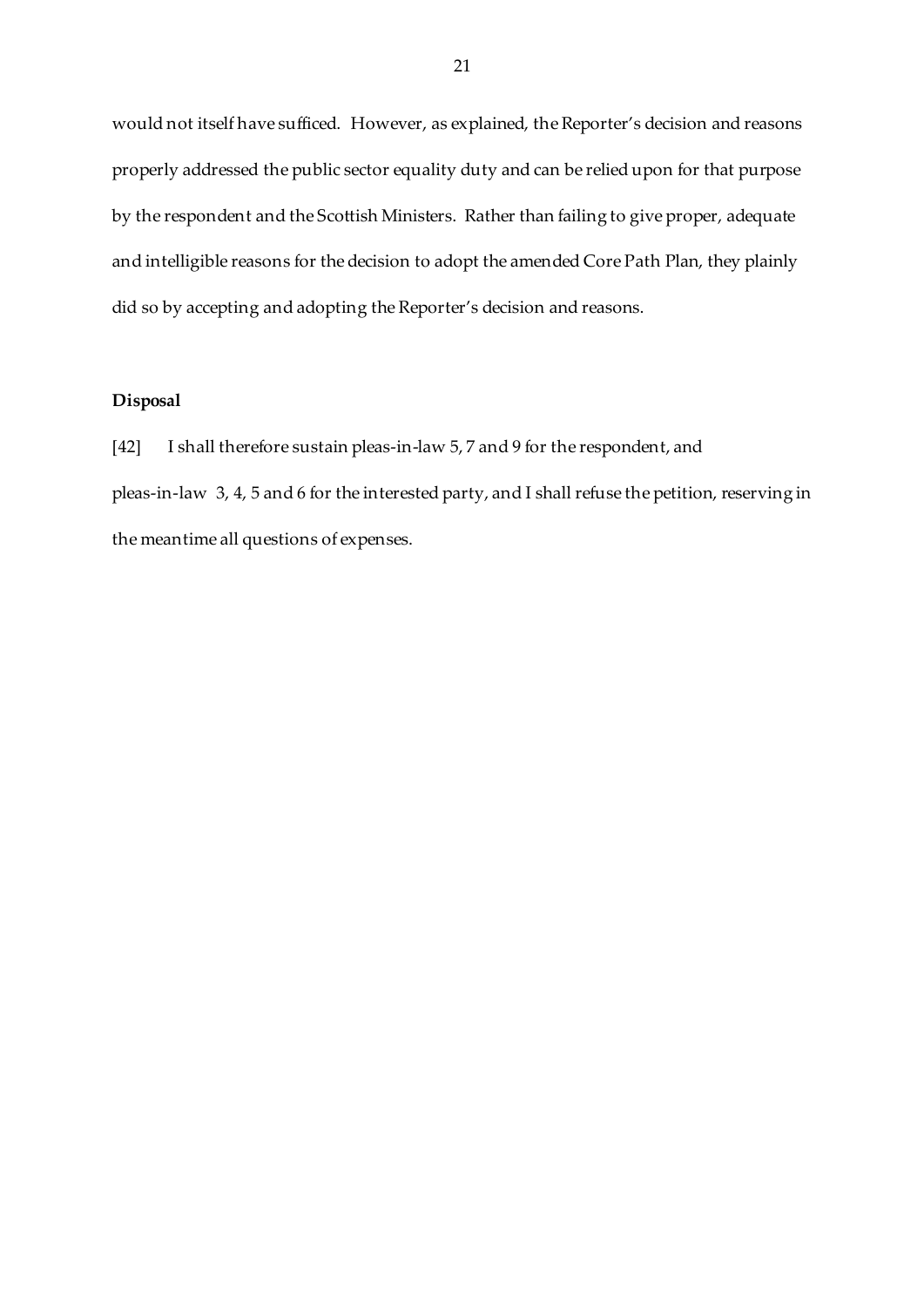would not itself have sufficed. However, as explained, the Reporter's decision and reasons properly addressed the public sector equality duty and can be relied upon for that purpose by the respondent and the Scottish Ministers. Rather than failing to give proper, adequate and intelligible reasons for the decision to adopt the amended Core Path Plan, they plainly did so by accepting and adopting the Reporter's decision and reasons.

**Disposal**

[42] I shall therefore sustain pleas-in-law 5, 7 and 9 for the respondent, and pleas-in-law 3, 4, 5 and 6 for the interested party, and I shall refuse the petition, reserving in the meantime all questions of expenses.